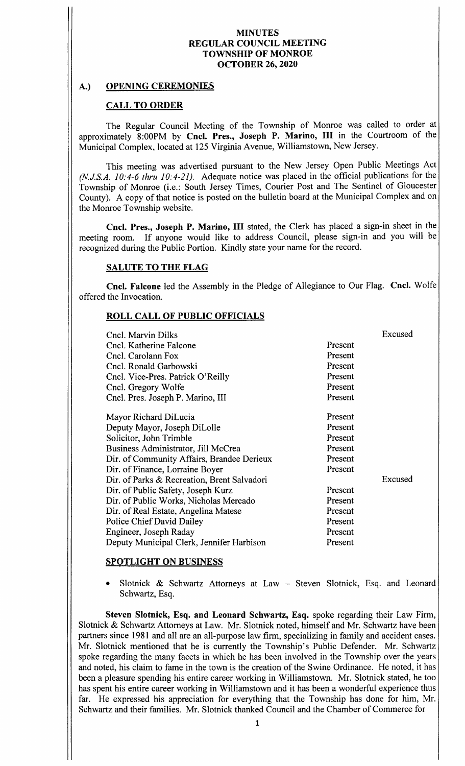# MINUTES
# REGULAR COUNCIL MEETING
# TOWNSHIP OF MONROE
# OCTOBER 26, 2020

## A.) OPENING CEREMONIES

### CALL TO ORDER

The Regular Council Meeting of the Township of Monroe was called to order at approximately 8:00PM by **Cncl. Pres., Joseph P. Marino, III** in the Courtroom of the Municipal Complex, located at 125 Virginia Avenue, Williamstown, New Jersey.

This meeting was advertised pursuant to the New Jersey Open Public Meetings Act *(N.J.S.A. 10:4-6 thru 10:4-21).* Adequate notice was placed in the official publications for the Township of Monroe (i.e.: South Jersey Times, Courier Post and The Sentinel of Gloucester County). A copy of that notice is posted on the bulletin board at the Municipal Complex and on the Monroe Township website.

**Cncl. Pres., Joseph P. Marino, III** stated, the Clerk has placed a sign-in sheet in the meeting room. If anyone would like to address Council, please sign-in and you will be recognized during the Public Portion. Kindly state your name for the record.

### SALUTE TO THE FLAG

**Cncl. Falcone** led the Assembly in the Pledge of Allegiance to Our Flag. **Cncl.** Wolfe offered the Invocation.

### ROLL CALL OF PUBLIC OFFICIALS

| | | |
|---|---|---|
| Cncl. Marvin Dilks | | Excused |
| Cncl. Katherine Falcone | Present | |
| Cncl. Carolann Fox | Present | |
| Cncl. Ronald Garbowski | Present | |
| Cncl. Vice-Pres. Patrick O'Reilly | Present | |
| Cncl. Gregory Wolfe | Present | |
| Cncl. Pres. Joseph P. Marino, III | Present | |
| Mayor Richard DiLucia | Present | |
| Deputy Mayor, Joseph DiLolle | Present | |
| Solicitor, John Trimble | Present | |
| Business Administrator, Jill McCrea | Present | |
| Dir. of Community Affairs, Brandee Derieux | Present | |
| Dir. of Finance, Lorraine Boyer | Present | |
| Dir. of Parks & Recreation, Brent Salvadori | | Excused |
| Dir. of Public Safety, Joseph Kurz | Present | |
| Dir. of Public Works, Nicholas Mercado | Present | |
| Dir. of Real Estate, Angelina Matese | Present | |
| Police Chief David Dailey | Present | |
| Engineer, Joseph Raday | Present | |
| Deputy Municipal Clerk, Jennifer Harbison | Present | |

### SPOTLIGHT ON BUSINESS

- Slotnick & Schwartz Attorneys at Law – Steven Slotnick, Esq. and Leonard Schwartz, Esq.

**Steven Slotnick, Esq. and Leonard Schwartz, Esq.** spoke regarding their Law Firm, Slotnick & Schwartz Attorneys at Law. Mr. Slotnick noted, himself and Mr. Schwartz have been partners since 1981 and all are an all-purpose law firm, specializing in family and accident cases. Mr. Slotnick mentioned that he is currently the Township's Public Defender. Mr. Schwartz spoke regarding the many facets in which he has been involved in the Township over the years and noted, his claim to fame in the town is the creation of the Swine Ordinance. He noted, it has been a pleasure spending his entire career working in Williamstown. Mr. Slotnick stated, he too has spent his entire career working in Williamstown and it has been a wonderful experience thus far. He expressed his appreciation for everything that the Township has done for him, Mr. Schwartz and their families. Mr. Slotnick thanked Council and the Chamber of Commerce for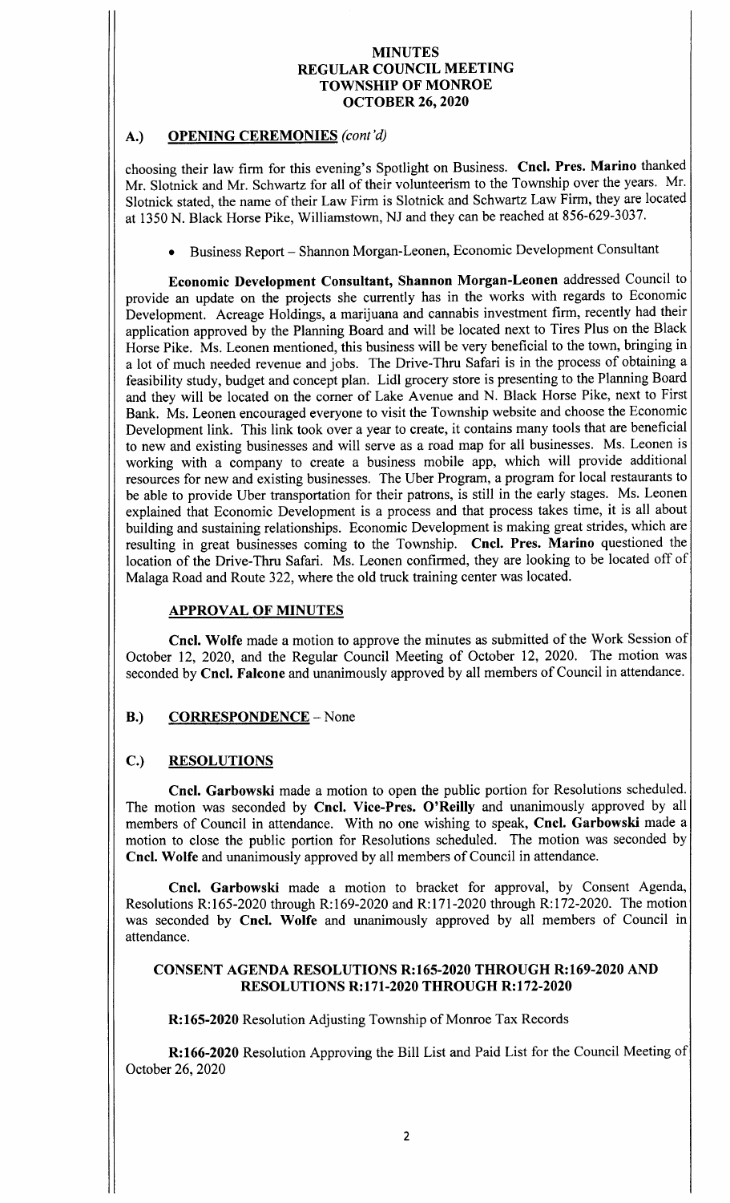## A.) OPENING CEREMONIES *(cont'd)*

choosing their law firm for this evening's Spotlight on Business. **Cncl. Pres. Marino** thanked Mr. Slotnick and Mr. Schwartz for all of their volunteerism to the Township over the years. Mr. Slotnick stated, the name of their Law Firm is Slotnick and Schwartz Law Firm, they are located at 1350 N. Black Horse Pike, Williamstown, NJ and they can be reached at 856-629-3037.

- Business Report – Shannon Morgan-Leonen, Economic Development Consultant

**Economic Development Consultant, Shannon Morgan-Leonen** addressed Council to provide an update on the projects she currently has in the works with regards to Economic Development. Acreage Holdings, a marijuana and cannabis investment firm, recently had their application approved by the Planning Board and will be located next to Tires Plus on the Black Horse Pike. Ms. Leonen mentioned, this business will be very beneficial to the town, bringing in a lot of much needed revenue and jobs. The Drive-Thru Safari is in the process of obtaining a feasibility study, budget and concept plan. Lidl grocery store is presenting to the Planning Board and they will be located on the corner of Lake Avenue and N. Black Horse Pike, next to First Bank. Ms. Leonen encouraged everyone to visit the Township website and choose the Economic Development link. This link took over a year to create, it contains many tools that are beneficial to new and existing businesses and will serve as a road map for all businesses. Ms. Leonen is working with a company to create a business mobile app, which will provide additional resources for new and existing businesses. The Uber Program, a program for local restaurants to be able to provide Uber transportation for their patrons, is still in the early stages. Ms. Leonen explained that Economic Development is a process and that process takes time, it is all about building and sustaining relationships. Economic Development is making great strides, which are resulting in great businesses coming to the Township. **Cncl. Pres. Marino** questioned the location of the Drive-Thru Safari. Ms. Leonen confirmed, they are looking to be located off of Malaga Road and Route 322, where the old truck training center was located.

### APPROVAL OF MINUTES

**Cncl. Wolfe** made a motion to approve the minutes as submitted of the Work Session of October 12, 2020, and the Regular Council Meeting of October 12, 2020. The motion was seconded by **Cncl. Falcone** and unanimously approved by all members of Council in attendance.

## B.) CORRESPONDENCE – None

## C.) RESOLUTIONS

**Cncl. Garbowski** made a motion to open the public portion for Resolutions scheduled. The motion was seconded by **Cncl. Vice-Pres. O'Reilly** and unanimously approved by all members of Council in attendance. With no one wishing to speak, **Cncl. Garbowski** made a motion to close the public portion for Resolutions scheduled. The motion was seconded by **Cncl. Wolfe** and unanimously approved by all members of Council in attendance.

**Cncl. Garbowski** made a motion to bracket for approval, by Consent Agenda, Resolutions R:165-2020 through R:169-2020 and R:171-2020 through R:172-2020. The motion was seconded by **Cncl. Wolfe** and unanimously approved by all members of Council in attendance.

### CONSENT AGENDA RESOLUTIONS R:165-2020 THROUGH R:169-2020 AND RESOLUTIONS R:171-2020 THROUGH R:172-2020

**R:165-2020** Resolution Adjusting Township of Monroe Tax Records

**R:166-2020** Resolution Approving the Bill List and Paid List for the Council Meeting of October 26, 2020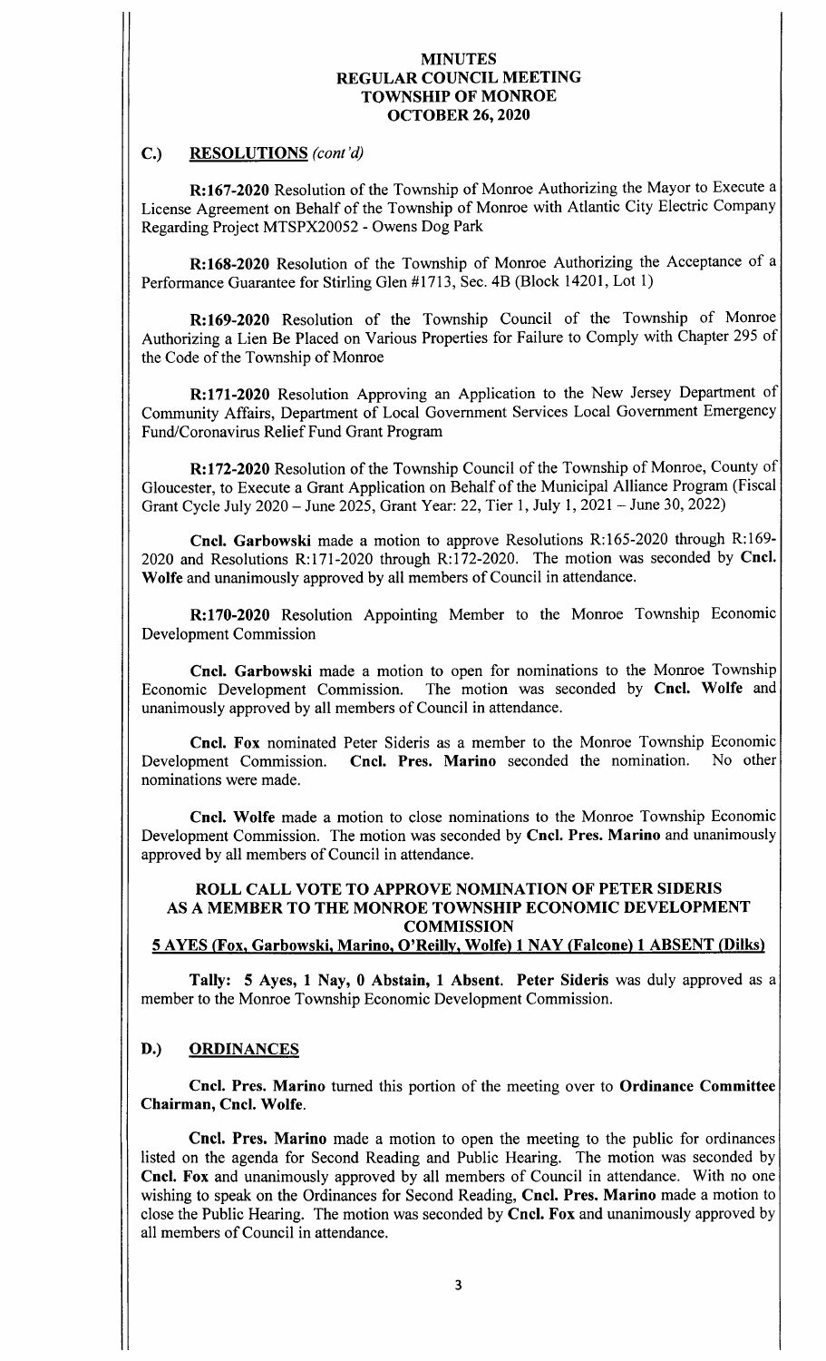# MINUTES
## REGULAR COUNCIL MEETING
## TOWNSHIP OF MONROE
## OCTOBER 26, 2020

## C.) RESOLUTIONS *(cont'd)*

**R:167-2020** Resolution of the Township of Monroe Authorizing the Mayor to Execute a License Agreement on Behalf of the Township of Monroe with Atlantic City Electric Company Regarding Project MTSPX20052 - Owens Dog Park

**R:168-2020** Resolution of the Township of Monroe Authorizing the Acceptance of a Performance Guarantee for Stirling Glen #1713, Sec. 4B (Block 14201, Lot 1)

**R:169-2020** Resolution of the Township Council of the Township of Monroe Authorizing a Lien Be Placed on Various Properties for Failure to Comply with Chapter 295 of the Code of the Township of Monroe

**R:171-2020** Resolution Approving an Application to the New Jersey Department of Community Affairs, Department of Local Government Services Local Government Emergency Fund/Coronavirus Relief Fund Grant Program

**R:172-2020** Resolution of the Township Council of the Township of Monroe, County of Gloucester, to Execute a Grant Application on Behalf of the Municipal Alliance Program (Fiscal Grant Cycle July 2020 – June 2025, Grant Year: 22, Tier 1, July 1, 2021 – June 30, 2022)

**Cncl. Garbowski** made a motion to approve Resolutions R:165-2020 through R:169-2020 and Resolutions R:171-2020 through R:172-2020. The motion was seconded by **Cncl. Wolfe** and unanimously approved by all members of Council in attendance.

**R:170-2020** Resolution Appointing Member to the Monroe Township Economic Development Commission

**Cncl. Garbowski** made a motion to open for nominations to the Monroe Township Economic Development Commission. The motion was seconded by **Cncl. Wolfe** and unanimously approved by all members of Council in attendance.

**Cncl. Fox** nominated Peter Sideris as a member to the Monroe Township Economic Development Commission. **Cncl. Pres. Marino** seconded the nomination. No other nominations were made.

**Cncl. Wolfe** made a motion to close nominations to the Monroe Township Economic Development Commission. The motion was seconded by **Cncl. Pres. Marino** and unanimously approved by all members of Council in attendance.

**ROLL CALL VOTE TO APPROVE NOMINATION OF PETER SIDERIS AS A MEMBER TO THE MONROE TOWNSHIP ECONOMIC DEVELOPMENT COMMISSION**

**5 AYES (Fox, Garbowski, Marino, O'Reilly, Wolfe) 1 NAY (Falcone) 1 ABSENT (Dilks)**

**Tally: 5 Ayes, 1 Nay, 0 Abstain, 1 Absent. Peter Sideris** was duly approved as a member to the Monroe Township Economic Development Commission.

## D.) ORDINANCES

**Cncl. Pres. Marino** turned this portion of the meeting over to **Ordinance Committee Chairman, Cncl. Wolfe**.

**Cncl. Pres. Marino** made a motion to open the meeting to the public for ordinances listed on the agenda for Second Reading and Public Hearing. The motion was seconded by **Cncl. Fox** and unanimously approved by all members of Council in attendance. With no one wishing to speak on the Ordinances for Second Reading, **Cncl. Pres. Marino** made a motion to close the Public Hearing. The motion was seconded by **Cncl. Fox** and unanimously approved by all members of Council in attendance.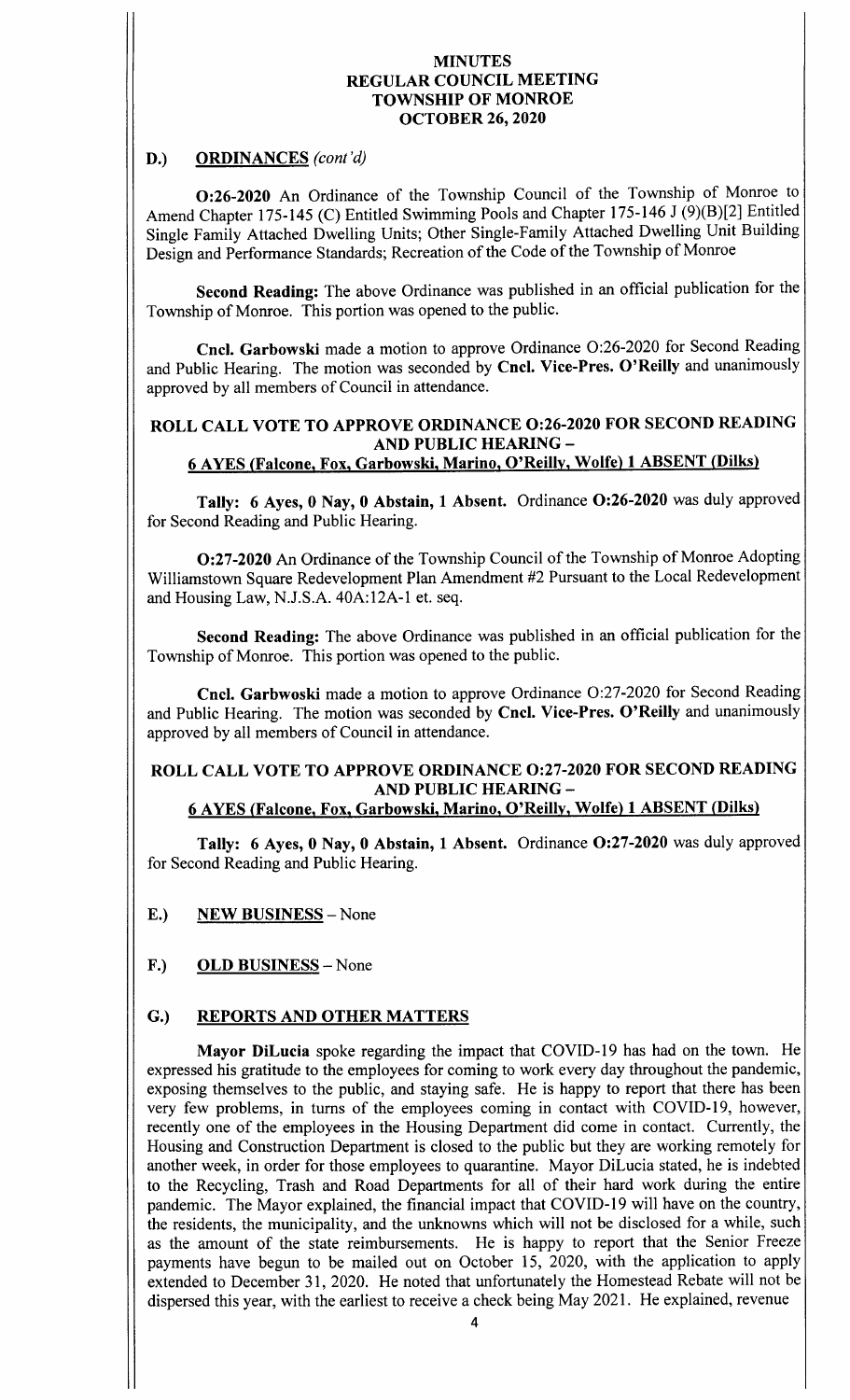**MINUTES**
**REGULAR COUNCIL MEETING**
**TOWNSHIP OF MONROE**
**OCTOBER 26, 2020**

## D.) <u>ORDINANCES</u> *(cont'd)*

**O:26-2020** An Ordinance of the Township Council of the Township of Monroe to Amend Chapter 175-145 (C) Entitled Swimming Pools and Chapter 175-146 J (9)(B)[2] Entitled Single Family Attached Dwelling Units; Other Single-Family Attached Dwelling Unit Building Design and Performance Standards; Recreation of the Code of the Township of Monroe

**Second Reading:** The above Ordinance was published in an official publication for the Township of Monroe. This portion was opened to the public.

**Cncl. Garbowski** made a motion to approve Ordinance O:26-2020 for Second Reading and Public Hearing. The motion was seconded by **Cncl. Vice-Pres. O'Reilly** and unanimously approved by all members of Council in attendance.

**ROLL CALL VOTE TO APPROVE ORDINANCE O:26-2020 FOR SECOND READING AND PUBLIC HEARING –**
**<u>6 AYES (Falcone, Fox, Garbowski, Marino, O'Reilly, Wolfe) 1 ABSENT (Dilks)</u>**

**Tally: 6 Ayes, 0 Nay, 0 Abstain, 1 Absent.** Ordinance **O:26-2020** was duly approved for Second Reading and Public Hearing.

**O:27-2020** An Ordinance of the Township Council of the Township of Monroe Adopting Williamstown Square Redevelopment Plan Amendment #2 Pursuant to the Local Redevelopment and Housing Law, N.J.S.A. 40A:12A-1 et. seq.

**Second Reading:** The above Ordinance was published in an official publication for the Township of Monroe. This portion was opened to the public.

**Cncl. Garbwoski** made a motion to approve Ordinance O:27-2020 for Second Reading and Public Hearing. The motion was seconded by **Cncl. Vice-Pres. O'Reilly** and unanimously approved by all members of Council in attendance.

**ROLL CALL VOTE TO APPROVE ORDINANCE O:27-2020 FOR SECOND READING AND PUBLIC HEARING –**
**<u>6 AYES (Falcone, Fox, Garbowski, Marino, O'Reilly, Wolfe) 1 ABSENT (Dilks)</u>**

**Tally: 6 Ayes, 0 Nay, 0 Abstain, 1 Absent.** Ordinance **O:27-2020** was duly approved for Second Reading and Public Hearing.

## E.) <u>NEW BUSINESS</u> – None

## F.) <u>OLD BUSINESS</u> – None

## G.) <u>REPORTS AND OTHER MATTERS</u>

**Mayor DiLucia** spoke regarding the impact that COVID-19 has had on the town. He expressed his gratitude to the employees for coming to work every day throughout the pandemic, exposing themselves to the public, and staying safe. He is happy to report that there has been very few problems, in turns of the employees coming in contact with COVID-19, however, recently one of the employees in the Housing Department did come in contact. Currently, the Housing and Construction Department is closed to the public but they are working remotely for another week, in order for those employees to quarantine. Mayor DiLucia stated, he is indebted to the Recycling, Trash and Road Departments for all of their hard work during the entire pandemic. The Mayor explained, the financial impact that COVID-19 will have on the country, the residents, the municipality, and the unknowns which will not be disclosed for a while, such as the amount of the state reimbursements. He is happy to report that the Senior Freeze payments have begun to be mailed out on October 15, 2020, with the application to apply extended to December 31, 2020. He noted that unfortunately the Homestead Rebate will not be dispersed this year, with the earliest to receive a check being May 2021. He explained, revenue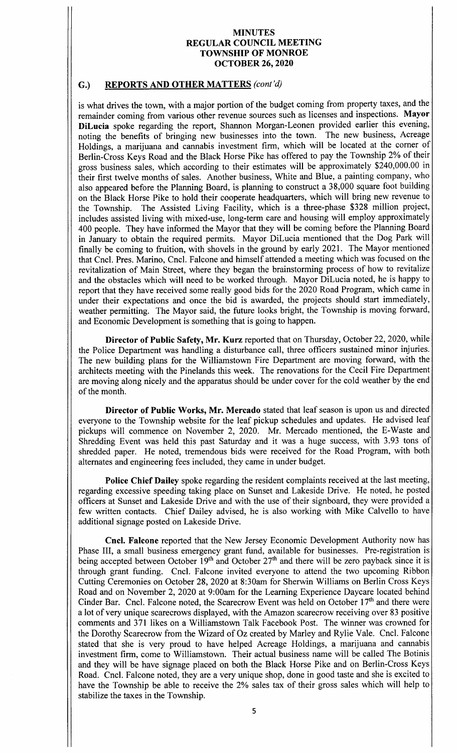**MINUTES**
**REGULAR COUNCIL MEETING**
**TOWNSHIP OF MONROE**
**OCTOBER 26, 2020**

## G.) REPORTS AND OTHER MATTERS *(cont'd)*

is what drives the town, with a major portion of the budget coming from property taxes, and the remainder coming from various other revenue sources such as licenses and inspections. **Mayor DiLucia** spoke regarding the report, Shannon Morgan-Leonen provided earlier this evening, noting the benefits of bringing new businesses into the town. The new business, Acreage Holdings, a marijuana and cannabis investment firm, which will be located at the corner of Berlin-Cross Keys Road and the Black Horse Pike has offered to pay the Township 2% of their gross business sales, which according to their estimates will be approximately $240,000.00 in their first twelve months of sales. Another business, White and Blue, a painting company, who also appeared before the Planning Board, is planning to construct a 38,000 square foot building on the Black Horse Pike to hold their cooperate headquarters, which will bring new revenue to the Township. The Assisted Living Facility, which is a three-phase $328 million project, includes assisted living with mixed-use, long-term care and housing will employ approximately 400 people. They have informed the Mayor that they will be coming before the Planning Board in January to obtain the required permits. Mayor DiLucia mentioned that the Dog Park will finally be coming to fruition, with shovels in the ground by early 2021. The Mayor mentioned that Cncl. Pres. Marino, Cncl. Falcone and himself attended a meeting which was focused on the revitalization of Main Street, where they began the brainstorming process of how to revitalize and the obstacles which will need to be worked through. Mayor DiLucia noted, he is happy to report that they have received some really good bids for the 2020 Road Program, which came in under their expectations and once the bid is awarded, the projects should start immediately, weather permitting. The Mayor said, the future looks bright, the Township is moving forward, and Economic Development is something that is going to happen.

**Director of Public Safety, Mr. Kurz** reported that on Thursday, October 22, 2020, while the Police Department was handling a disturbance call, three officers sustained minor injuries. The new building plans for the Williamstown Fire Department are moving forward, with the architects meeting with the Pinelands this week. The renovations for the Cecil Fire Department are moving along nicely and the apparatus should be under cover for the cold weather by the end of the month.

**Director of Public Works, Mr. Mercado** stated that leaf season is upon us and directed everyone to the Township website for the leaf pickup schedules and updates. He advised leaf pickups will commence on November 2, 2020. Mr. Mercado mentioned, the E-Waste and Shredding Event was held this past Saturday and it was a huge success, with 3.93 tons of shredded paper. He noted, tremendous bids were received for the Road Program, with both alternates and engineering fees included, they came in under budget.

**Police Chief Dailey** spoke regarding the resident complaints received at the last meeting, regarding excessive speeding taking place on Sunset and Lakeside Drive. He noted, he posted officers at Sunset and Lakeside Drive and with the use of their signboard, they were provided a few written contacts. Chief Dailey advised, he is also working with Mike Calvello to have additional signage posted on Lakeside Drive.

**Cncl. Falcone** reported that the New Jersey Economic Development Authority now has Phase III, a small business emergency grant fund, available for businesses. Pre-registration is being accepted between October 19th and October 27th and there will be zero payback since it is through grant funding. Cncl. Falcone invited everyone to attend the two upcoming Ribbon Cutting Ceremonies on October 28, 2020 at 8:30am for Sherwin Williams on Berlin Cross Keys Road and on November 2, 2020 at 9:00am for the Learning Experience Daycare located behind Cinder Bar. Cncl. Falcone noted, the Scarecrow Event was held on October 17th and there were a lot of very unique scarecrows displayed, with the Amazon scarecrow receiving over 83 positive comments and 371 likes on a Williamstown Talk Facebook Post. The winner was crowned for the Dorothy Scarecrow from the Wizard of Oz created by Marley and Rylie Vale. Cncl. Falcone stated that she is very proud to have helped Acreage Holdings, a marijuana and cannabis investment firm, come to Williamstown. Their actual business name will be called The Botinis and they will be have signage placed on both the Black Horse Pike and on Berlin-Cross Keys Road. Cncl. Falcone noted, they are a very unique shop, done in good taste and she is excited to have the Township be able to receive the 2% sales tax of their gross sales which will help to stabilize the taxes in the Township.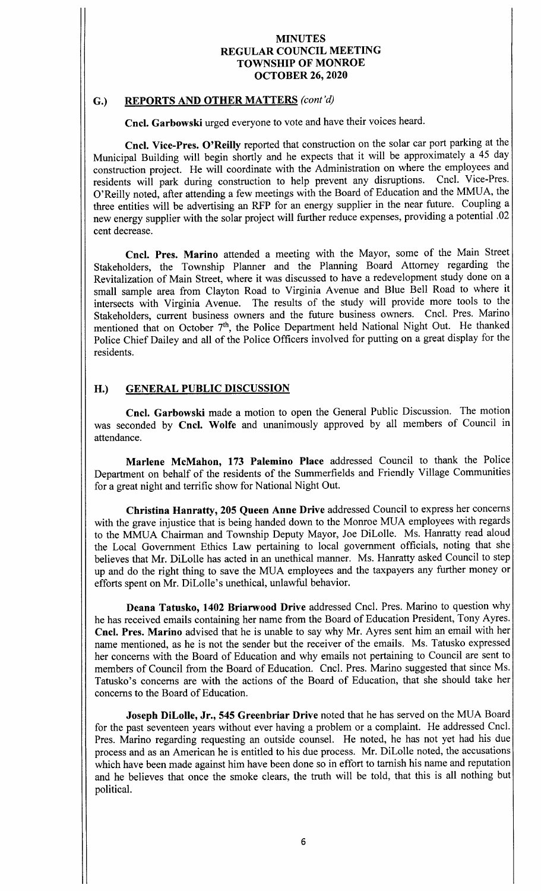# MINUTES
# REGULAR COUNCIL MEETING
# TOWNSHIP OF MONROE
# OCTOBER 26, 2020

## G.) REPORTS AND OTHER MATTERS *(cont'd)*

**Cncl. Garbowski** urged everyone to vote and have their voices heard.

**Cncl. Vice-Pres. O'Reilly** reported that construction on the solar car port parking at the Municipal Building will begin shortly and he expects that it will be approximately a 45 day construction project. He will coordinate with the Administration on where the employees and residents will park during construction to help prevent any disruptions. Cncl. Vice-Pres. O'Reilly noted, after attending a few meetings with the Board of Education and the MMUA, the three entities will be advertising an RFP for an energy supplier in the near future. Coupling a new energy supplier with the solar project will further reduce expenses, providing a potential .02 cent decrease.

**Cncl. Pres. Marino** attended a meeting with the Mayor, some of the Main Street Stakeholders, the Township Planner and the Planning Board Attorney regarding the Revitalization of Main Street, where it was discussed to have a redevelopment study done on a small sample area from Clayton Road to Virginia Avenue and Blue Bell Road to where it intersects with Virginia Avenue. The results of the study will provide more tools to the Stakeholders, current business owners and the future business owners. Cncl. Pres. Marino mentioned that on October 7th, the Police Department held National Night Out. He thanked Police Chief Dailey and all of the Police Officers involved for putting on a great display for the residents.

## H.) GENERAL PUBLIC DISCUSSION

**Cncl. Garbowski** made a motion to open the General Public Discussion. The motion was seconded by **Cncl. Wolfe** and unanimously approved by all members of Council in attendance.

**Marlene McMahon, 173 Palemino Place** addressed Council to thank the Police Department on behalf of the residents of the Summerfields and Friendly Village Communities for a great night and terrific show for National Night Out.

**Christina Hanratty, 205 Queen Anne Drive** addressed Council to express her concerns with the grave injustice that is being handed down to the Monroe MUA employees with regards to the MMUA Chairman and Township Deputy Mayor, Joe DiLolle. Ms. Hanratty read aloud the Local Government Ethics Law pertaining to local government officials, noting that she believes that Mr. DiLolle has acted in an unethical manner. Ms. Hanratty asked Council to step up and do the right thing to save the MUA employees and the taxpayers any further money or efforts spent on Mr. DiLolle's unethical, unlawful behavior.

**Deana Tatusko, 1402 Briarwood Drive** addressed Cncl. Pres. Marino to question why he has received emails containing her name from the Board of Education President, Tony Ayres. **Cncl. Pres. Marino** advised that he is unable to say why Mr. Ayres sent him an email with her name mentioned, as he is not the sender but the receiver of the emails. Ms. Tatusko expressed her concerns with the Board of Education and why emails not pertaining to Council are sent to members of Council from the Board of Education. Cncl. Pres. Marino suggested that since Ms. Tatusko's concerns are with the actions of the Board of Education, that she should take her concerns to the Board of Education.

**Joseph DiLolle, Jr., 545 Greenbriar Drive** noted that he has served on the MUA Board for the past seventeen years without ever having a problem or a complaint. He addressed Cncl. Pres. Marino regarding requesting an outside counsel. He noted, he has not yet had his due process and as an American he is entitled to his due process. Mr. DiLolle noted, the accusations which have been made against him have been done so in effort to tarnish his name and reputation and he believes that once the smoke clears, the truth will be told, that this is all nothing but political.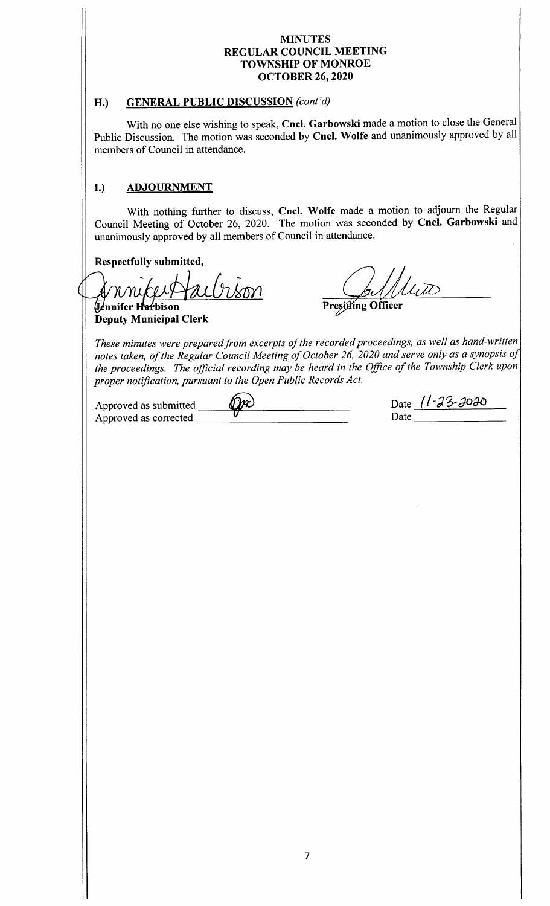**MINUTES**
**REGULAR COUNCIL MEETING**
**TOWNSHIP OF MONROE**
**OCTOBER 26, 2020**

## H.) <u>GENERAL PUBLIC DISCUSSION</u> *(cont'd)*

With no one else wishing to speak, **Cncl. Garbowski** made a motion to close the General Public Discussion. The motion was seconded by **Cncl. Wolfe** and unanimously approved by all members of Council in attendance.

## I.) <u>ADJOURNMENT</u>

With nothing further to discuss, **Cncl. Wolfe** made a motion to adjourn the Regular Council Meeting of October 26, 2020. The motion was seconded by **Cncl. Garbowski** and unanimously approved by all members of Council in attendance.

**Respectfully submitted,**

**Jennifer Harbison**
**Deputy Municipal Clerk**

**Presiding Officer**

*These minutes were prepared from excerpts of the recorded proceedings, as well as hand-written notes taken, of the Regular Council Meeting of October 26, 2020 and serve only as a synopsis of the proceedings. The official recording may be heard in the Office of the Township Clerk upon proper notification, pursuant to the Open Public Records Act.*

Approved as submitted ______ Date 11-23-2020
Approved as corrected ______ Date ______